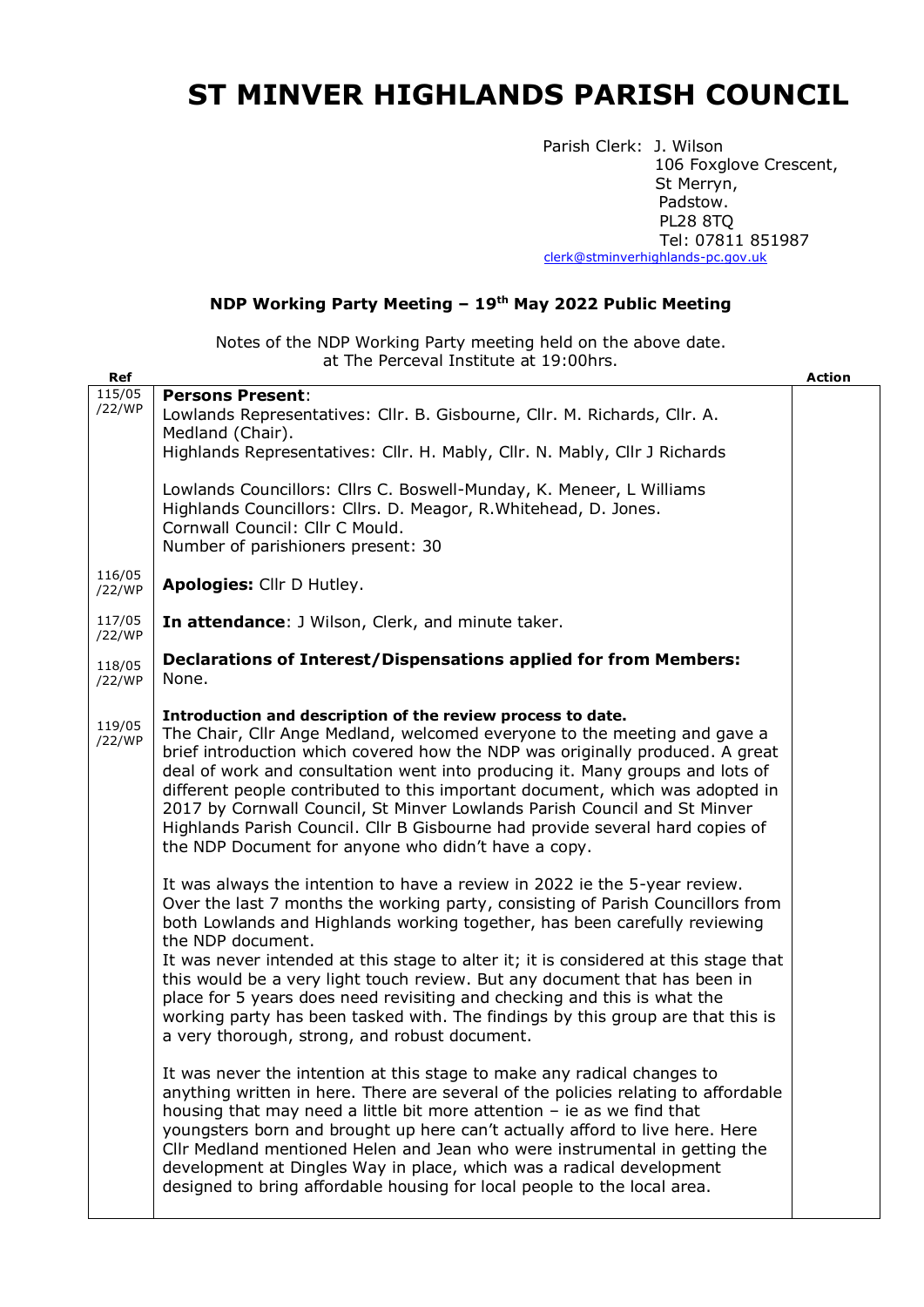# ST MINVER HIGHLANDS PARISH COUNCIL

Parish Clerk: J. Wilson
106 Foxglove Crescent,
St Merryn,
Padstow.
PL28 8TQ
Tel: 07811 851987
clerk@stminverhighlands-pc.gov.uk

## NDP Working Party Meeting – 19th May 2022 Public Meeting

Notes of the NDP Working Party meeting held on the above date.
at The Perceval Institute at 19:00hrs.

| Ref | | Action |
|---|---|---|
| 115/05 /22/WP | **Persons Present**:<br>Lowlands Representatives: Cllr. B. Gisbourne, Cllr. M. Richards, Cllr. A. Medland (Chair).<br>Highlands Representatives: Cllr. H. Mably, Cllr. N. Mably, Cllr J Richards<br><br>Lowlands Councillors: Cllrs C. Boswell-Munday, K. Meneer, L Williams<br>Highlands Councillors: Cllrs. D. Meagor, R.Whitehead, D. Jones.<br>Cornwall Council: Cllr C Mould.<br>Number of parishioners present: 30 | |
| 116/05 /22/WP | **Apologies:** Cllr D Hutley. | |
| 117/05 /22/WP | **In attendance**: J Wilson, Clerk, and minute taker. | |
| 118/05 /22/WP | **Declarations of Interest/Dispensations applied for from Members:**<br>None. | |
| 119/05 /22/WP | **Introduction and description of the review process to date.**<br>The Chair, Cllr Ange Medland, welcomed everyone to the meeting and gave a brief introduction which covered how the NDP was originally produced. A great deal of work and consultation went into producing it. Many groups and lots of different people contributed to this important document, which was adopted in 2017 by Cornwall Council, St Minver Lowlands Parish Council and St Minver Highlands Parish Council. Cllr B Gisbourne had provide several hard copies of the NDP Document for anyone who didn't have a copy.<br><br>It was always the intention to have a review in 2022 ie the 5-year review. Over the last 7 months the working party, consisting of Parish Councillors from both Lowlands and Highlands working together, has been carefully reviewing the NDP document.<br>It was never intended at this stage to alter it; it is considered at this stage that this would be a very light touch review. But any document that has been in place for 5 years does need revisiting and checking and this is what the working party has been tasked with. The findings by this group are that this is a very thorough, strong, and robust document.<br><br>It was never the intention at this stage to make any radical changes to anything written in here. There are several of the policies relating to affordable housing that may need a little bit more attention – ie as we find that youngsters born and brought up here can't actually afford to live here. Here Cllr Medland mentioned Helen and Jean who were instrumental in getting the development at Dingles Way in place, which was a radical development designed to bring affordable housing for local people to the local area. | |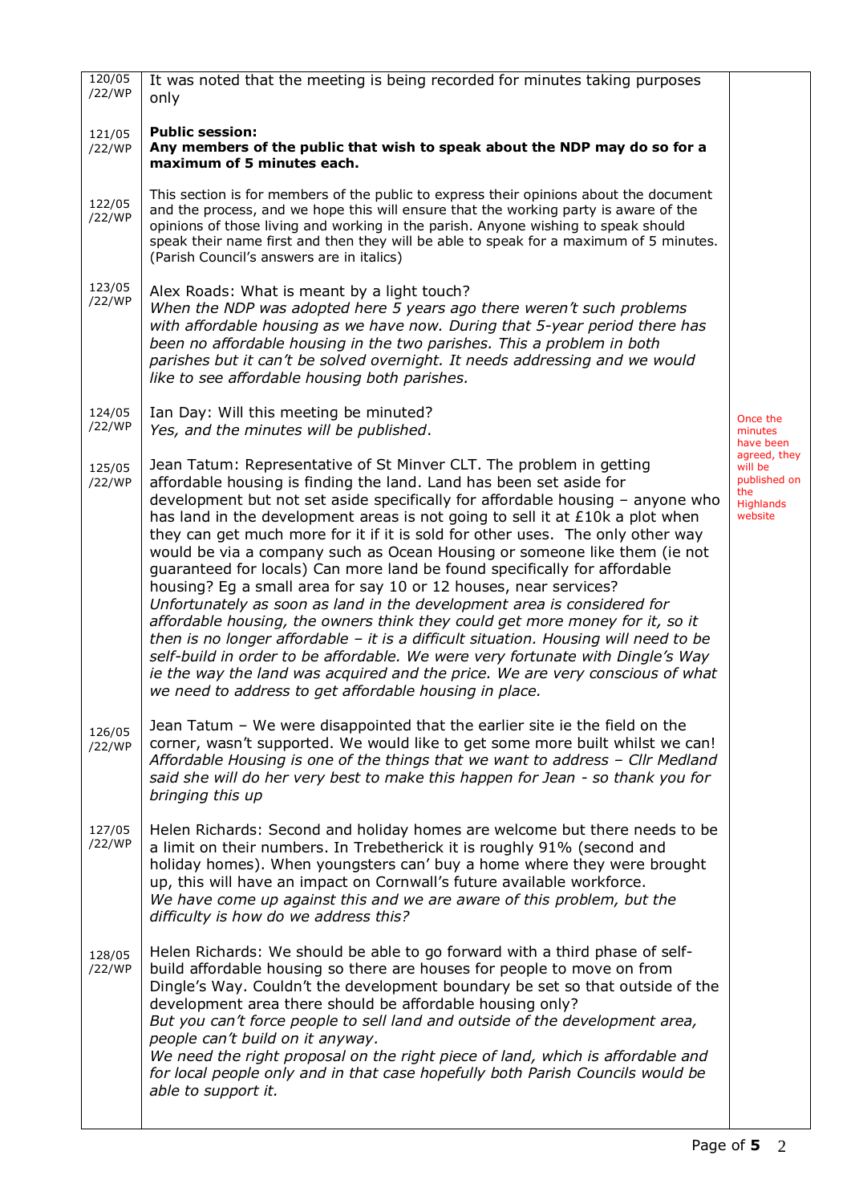| | | |
|---|---|---|
| 120/05 /22/WP | It was noted that the meeting is being recorded for minutes taking purposes only | |
| 121/05 /22/WP | **Public session: Any members of the public that wish to speak about the NDP may do so for a maximum of 5 minutes each.** | |
| 122/05 /22/WP | This section is for members of the public to express their opinions about the document and the process, and we hope this will ensure that the working party is aware of the opinions of those living and working in the parish. Anyone wishing to speak should speak their name first and then they will be able to speak for a maximum of 5 minutes. (Parish Council's answers are in italics) | |
| 123/05 /22/WP | Alex Roads: What is meant by a light touch?<br>*When the NDP was adopted here 5 years ago there weren't such problems with affordable housing as we have now. During that 5-year period there has been no affordable housing in the two parishes. This a problem in both parishes but it can't be solved overnight. It needs addressing and we would like to see affordable housing both parishes.* | |
| 124/05 /22/WP | Ian Day: Will this meeting be minuted?<br>*Yes, and the minutes will be published*. | Once the minutes have been agreed, they will be published on the Highlands website |
| 125/05 /22/WP | Jean Tatum: Representative of St Minver CLT. The problem in getting affordable housing is finding the land. Land has been set aside for development but not set aside specifically for affordable housing – anyone who has land in the development areas is not going to sell it at £10k a plot when they can get much more for it if it is sold for other uses. The only other way would be via a company such as Ocean Housing or someone like them (ie not guaranteed for locals) Can more land be found specifically for affordable housing? Eg a small area for say 10 or 12 houses, near services?<br>*Unfortunately as soon as land in the development area is considered for affordable housing, the owners think they could get more money for it, so it then is no longer affordable – it is a difficult situation. Housing will need to be self-build in order to be affordable. We were very fortunate with Dingle's Way ie the way the land was acquired and the price. We are very conscious of what we need to address to get affordable housing in place.* | |
| 126/05 /22/WP | Jean Tatum – We were disappointed that the earlier site ie the field on the corner, wasn't supported. We would like to get some more built whilst we can!<br>*Affordable Housing is one of the things that we want to address – Cllr Medland said she will do her very best to make this happen for Jean - so thank you for bringing this up* | |
| 127/05 /22/WP | Helen Richards: Second and holiday homes are welcome but there needs to be a limit on their numbers. In Trebetherick it is roughly 91% (second and holiday homes). When youngsters can' buy a home where they were brought up, this will have an impact on Cornwall's future available workforce.<br>*We have come up against this and we are aware of this problem, but the difficulty is how do we address this?* | |
| 128/05 /22/WP | Helen Richards: We should be able to go forward with a third phase of self-build affordable housing so there are houses for people to move on from Dingle's Way. Couldn't the development boundary be set so that outside of the development area there should be affordable housing only?<br>*But you can't force people to sell land and outside of the development area, people can't build on it anyway.*<br>*We need the right proposal on the right piece of land, which is affordable and for local people only and in that case hopefully both Parish Councils would be able to support it.* | |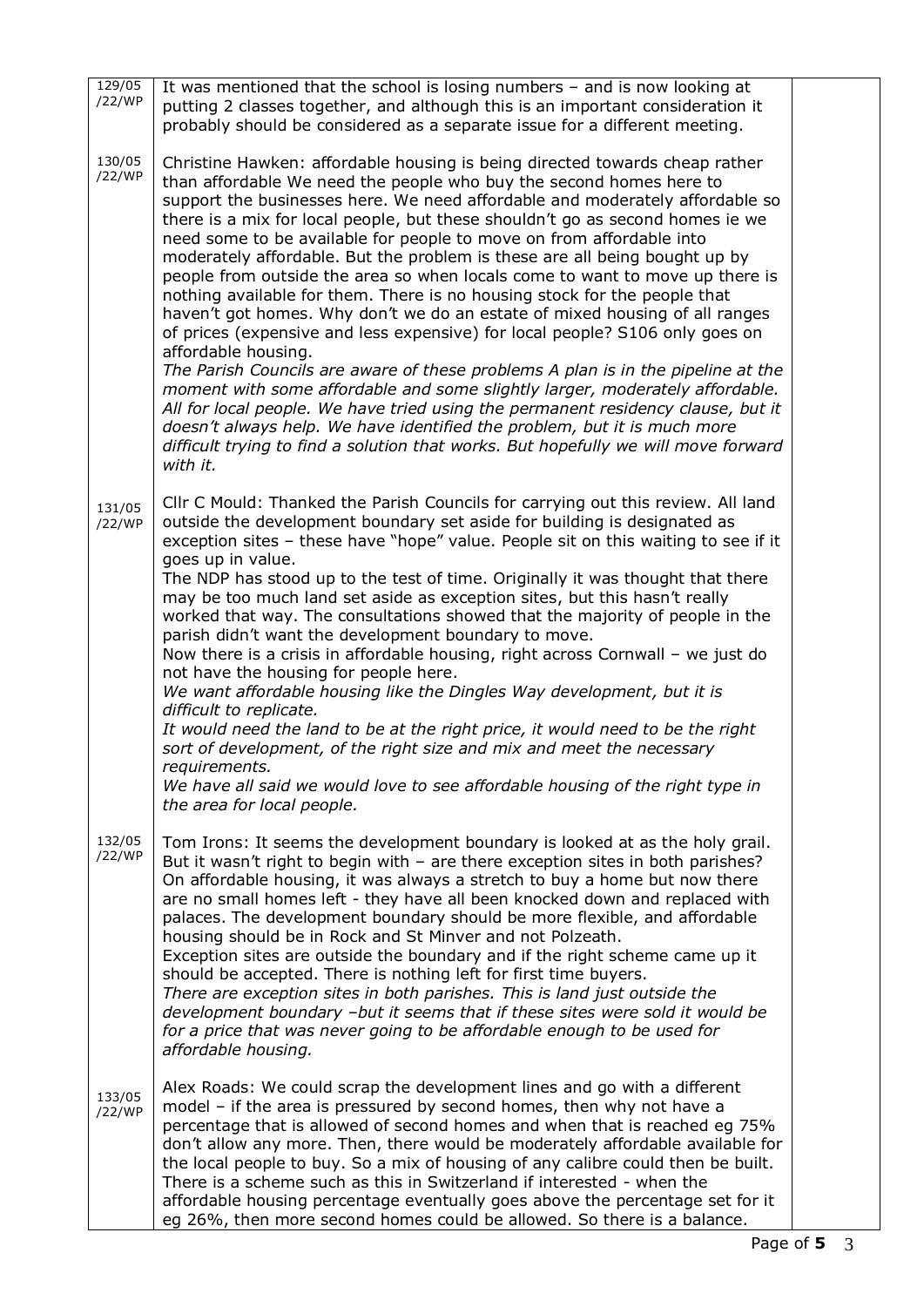| | | |
|---|---|---|
| 129/05 /22/WP | It was mentioned that the school is losing numbers – and is now looking at putting 2 classes together, and although this is an important consideration it probably should be considered as a separate issue for a different meeting. | |
| 130/05 /22/WP | Christine Hawken: affordable housing is being directed towards cheap rather than affordable We need the people who buy the second homes here to support the businesses here. We need affordable and moderately affordable so there is a mix for local people, but these shouldn't go as second homes ie we need some to be available for people to move on from affordable into moderately affordable. But the problem is these are all being bought up by people from outside the area so when locals come to want to move up there is nothing available for them. There is no housing stock for the people that haven't got homes. Why don't we do an estate of mixed housing of all ranges of prices (expensive and less expensive) for local people? S106 only goes on affordable housing.<br>*The Parish Councils are aware of these problems A plan is in the pipeline at the moment with some affordable and some slightly larger, moderately affordable. All for local people. We have tried using the permanent residency clause, but it doesn't always help. We have identified the problem, but it is much more difficult trying to find a solution that works. But hopefully we will move forward with it.* | |
| 131/05 /22/WP | Cllr C Mould: Thanked the Parish Councils for carrying out this review. All land outside the development boundary set aside for building is designated as exception sites – these have "hope" value. People sit on this waiting to see if it goes up in value.<br>The NDP has stood up to the test of time. Originally it was thought that there may be too much land set aside as exception sites, but this hasn't really worked that way. The consultations showed that the majority of people in the parish didn't want the development boundary to move.<br>Now there is a crisis in affordable housing, right across Cornwall – we just do not have the housing for people here.<br>*We want affordable housing like the Dingles Way development, but it is difficult to replicate.*<br>*It would need the land to be at the right price, it would need to be the right sort of development, of the right size and mix and meet the necessary requirements.*<br>*We have all said we would love to see affordable housing of the right type in the area for local people.* | |
| 132/05 /22/WP | Tom Irons: It seems the development boundary is looked at as the holy grail. But it wasn't right to begin with – are there exception sites in both parishes? On affordable housing, it was always a stretch to buy a home but now there are no small homes left - they have all been knocked down and replaced with palaces. The development boundary should be more flexible, and affordable housing should be in Rock and St Minver and not Polzeath.<br>Exception sites are outside the boundary and if the right scheme came up it should be accepted. There is nothing left for first time buyers.<br>*There are exception sites in both parishes. This is land just outside the development boundary –but it seems that if these sites were sold it would be for a price that was never going to be affordable enough to be used for affordable housing.* | |
| 133/05 /22/WP | Alex Roads: We could scrap the development lines and go with a different model – if the area is pressured by second homes, then why not have a percentage that is allowed of second homes and when that is reached eg 75% don't allow any more. Then, there would be moderately affordable available for the local people to buy. So a mix of housing of any calibre could then be built. There is a scheme such as this in Switzerland if interested - when the affordable housing percentage eventually goes above the percentage set for it eg 26%, then more second homes could be allowed. So there is a balance. | |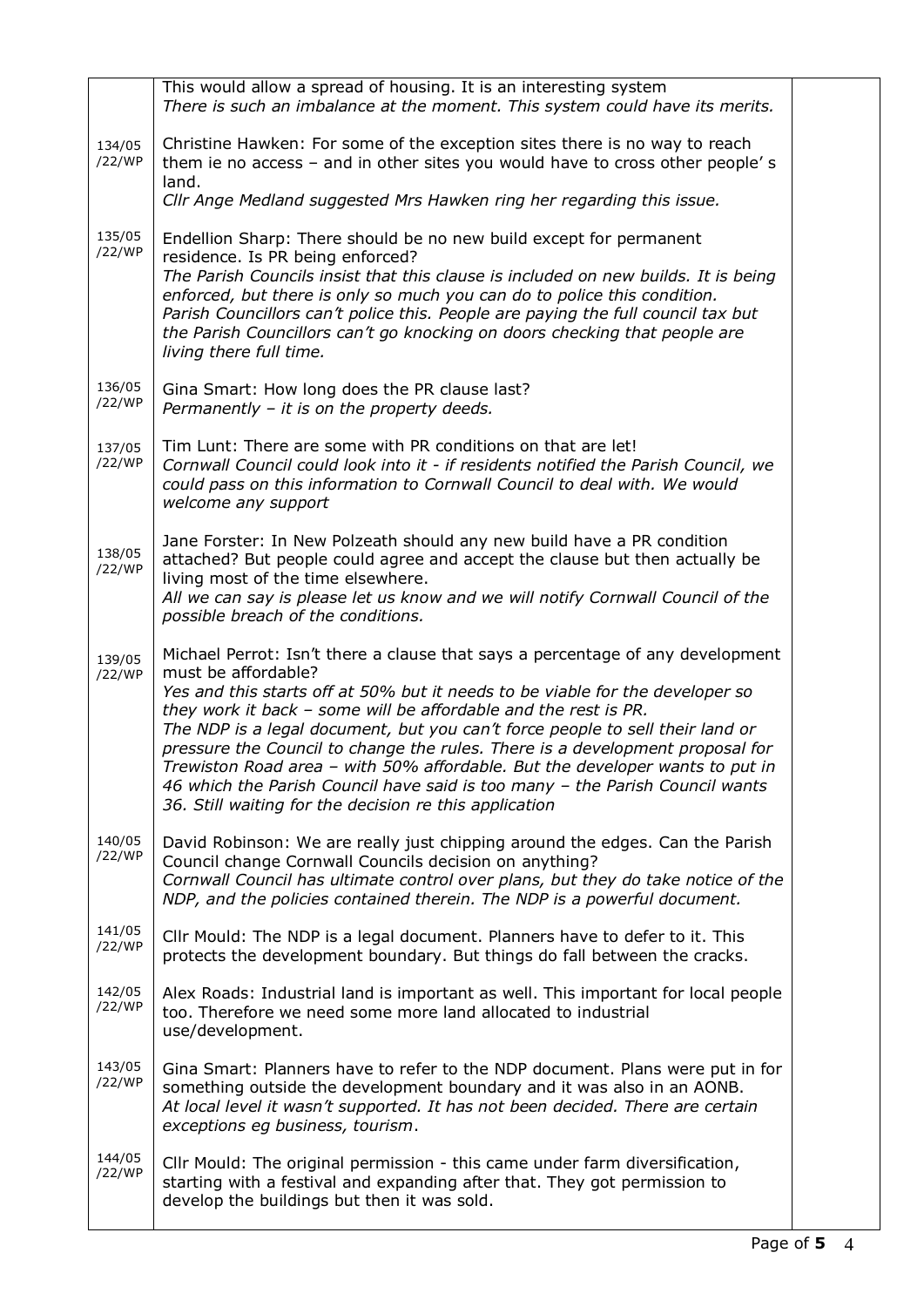| | | |
|---|---|---|
| | This would allow a spread of housing. It is an interesting system<br>*There is such an imbalance at the moment. This system could have its merits.* | |
| 134/05<br>/22/WP | Christine Hawken: For some of the exception sites there is no way to reach them ie no access – and in other sites you would have to cross other people' s land.<br>*Cllr Ange Medland suggested Mrs Hawken ring her regarding this issue.* | |
| 135/05<br>/22/WP | Endellion Sharp: There should be no new build except for permanent residence. Is PR being enforced?<br>*The Parish Councils insist that this clause is included on new builds. It is being enforced, but there is only so much you can do to police this condition. Parish Councillors can't police this. People are paying the full council tax but the Parish Councillors can't go knocking on doors checking that people are living there full time.* | |
| 136/05<br>/22/WP | Gina Smart: How long does the PR clause last?<br>*Permanently – it is on the property deeds.* | |
| 137/05<br>/22/WP | Tim Lunt: There are some with PR conditions on that are let!<br>*Cornwall Council could look into it - if residents notified the Parish Council, we could pass on this information to Cornwall Council to deal with. We would welcome any support* | |
| 138/05<br>/22/WP | Jane Forster: In New Polzeath should any new build have a PR condition attached? But people could agree and accept the clause but then actually be living most of the time elsewhere.<br>*All we can say is please let us know and we will notify Cornwall Council of the possible breach of the conditions.* | |
| 139/05<br>/22/WP | Michael Perrot: Isn't there a clause that says a percentage of any development must be affordable?<br>*Yes and this starts off at 50% but it needs to be viable for the developer so they work it back – some will be affordable and the rest is PR.*<br>*The NDP is a legal document, but you can't force people to sell their land or pressure the Council to change the rules. There is a development proposal for Trewiston Road area – with 50% affordable. But the developer wants to put in 46 which the Parish Council have said is too many – the Parish Council wants 36. Still waiting for the decision re this application* | |
| 140/05<br>/22/WP | David Robinson: We are really just chipping around the edges. Can the Parish Council change Cornwall Councils decision on anything?<br>*Cornwall Council has ultimate control over plans, but they do take notice of the NDP, and the policies contained therein. The NDP is a powerful document.* | |
| 141/05<br>/22/WP | Cllr Mould: The NDP is a legal document. Planners have to defer to it. This protects the development boundary. But things do fall between the cracks. | |
| 142/05<br>/22/WP | Alex Roads: Industrial land is important as well. This important for local people too. Therefore we need some more land allocated to industrial use/development. | |
| 143/05<br>/22/WP | Gina Smart: Planners have to refer to the NDP document. Plans were put in for something outside the development boundary and it was also in an AONB.<br>*At local level it wasn't supported. It has not been decided. There are certain exceptions eg business, tourism*. | |
| 144/05<br>/22/WP | Cllr Mould: The original permission - this came under farm diversification, starting with a festival and expanding after that. They got permission to develop the buildings but then it was sold. | |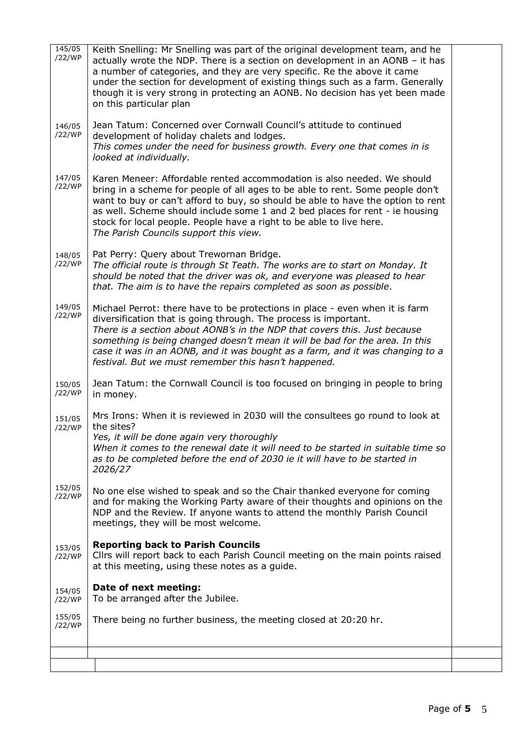| | | |
|---|---|---|
| 145/05 /22/WP | Keith Snelling: Mr Snelling was part of the original development team, and he actually wrote the NDP. There is a section on development in an AONB – it has a number of categories, and they are very specific. Re the above it came under the section for development of existing things such as a farm. Generally though it is very strong in protecting an AONB. No decision has yet been made on this particular plan | |
| 146/05 /22/WP | Jean Tatum: Concerned over Cornwall Council's attitude to continued development of holiday chalets and lodges.<br>*This comes under the need for business growth. Every one that comes in is looked at individually.* | |
| 147/05 /22/WP | Karen Meneer: Affordable rented accommodation is also needed. We should bring in a scheme for people of all ages to be able to rent. Some people don't want to buy or can't afford to buy, so should be able to have the option to rent as well. Scheme should include some 1 and 2 bed places for rent - ie housing stock for local people. People have a right to be able to live here.<br>*The Parish Councils support this view.* | |
| 148/05 /22/WP | Pat Perry: Query about Trewornan Bridge.<br>*The official route is through St Teath. The works are to start on Monday. It should be noted that the driver was ok, and everyone was pleased to hear that. The aim is to have the repairs completed as soon as possible.* | |
| 149/05 /22/WP | Michael Perrot: there have to be protections in place - even when it is farm diversification that is going through. The process is important.<br>*There is a section about AONB's in the NDP that covers this. Just because something is being changed doesn't mean it will be bad for the area. In this case it was in an AONB, and it was bought as a farm, and it was changing to a festival. But we must remember this hasn't happened.* | |
| 150/05 /22/WP | Jean Tatum: the Cornwall Council is too focused on bringing in people to bring in money. | |
| 151/05 /22/WP | Mrs Irons: When it is reviewed in 2030 will the consultees go round to look at the sites?<br>*Yes, it will be done again very thoroughly*<br>*When it comes to the renewal date it will need to be started in suitable time so as to be completed before the end of 2030 ie it will have to be started in 2026/27* | |
| 152/05 /22/WP | No one else wished to speak and so the Chair thanked everyone for coming and for making the Working Party aware of their thoughts and opinions on the NDP and the Review. If anyone wants to attend the monthly Parish Council meetings, they will be most welcome. | |
| 153/05 /22/WP | **Reporting back to Parish Councils**<br>Cllrs will report back to each Parish Council meeting on the main points raised at this meeting, using these notes as a guide. | |
| 154/05 /22/WP | **Date of next meeting:**<br>To be arranged after the Jubilee. | |
| 155/05 /22/WP | There being no further business, the meeting closed at 20:20 hr. | |
| | | |
| | | |